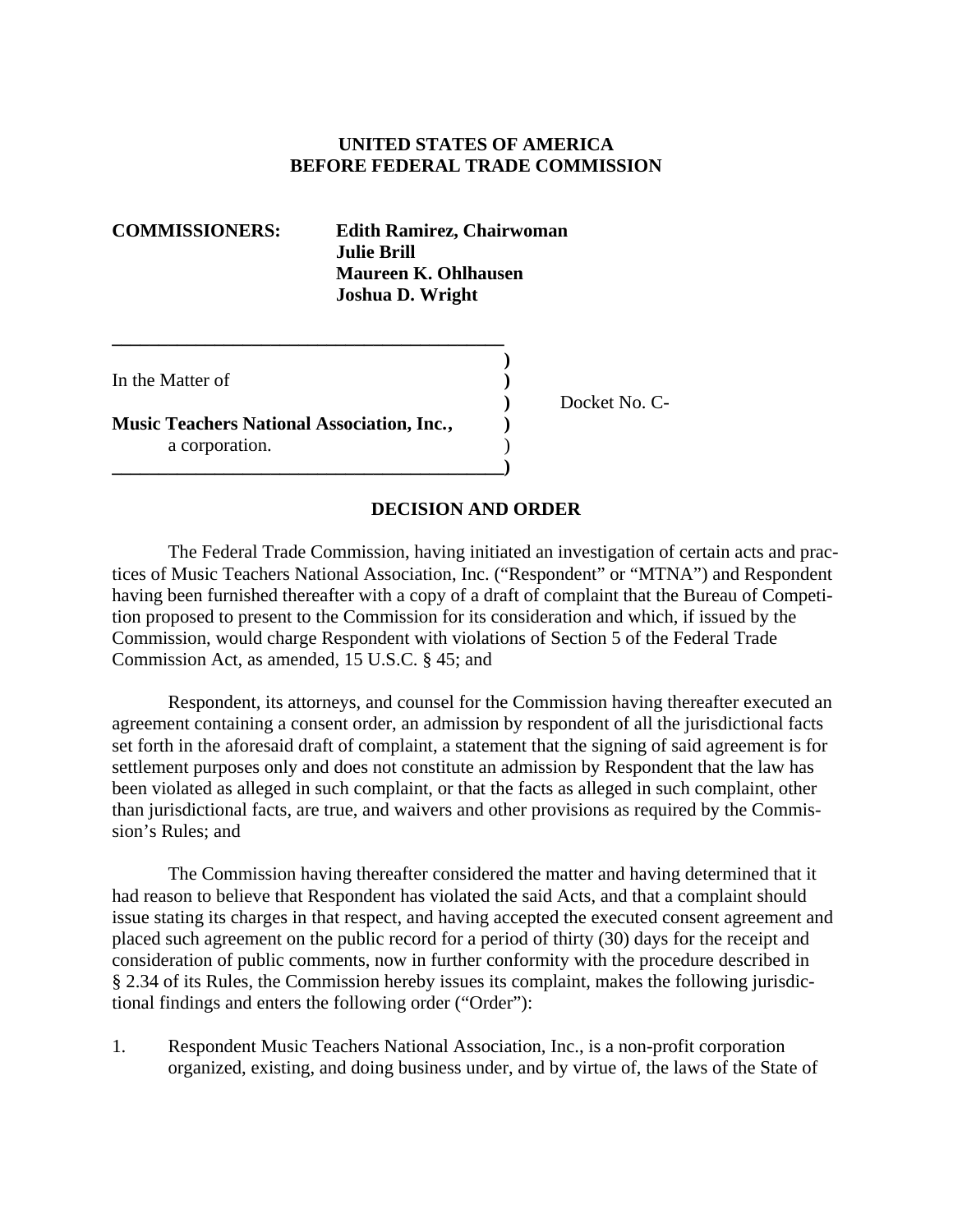**UNITED STATES OF AMERICA**
**BEFORE FEDERAL TRADE COMMISSION**

**COMMISSIONERS:** **Edith Ramirez, Chairwoman**
**Julie Brill**
**Maureen K. Ohlhausen**
**Joshua D. Wright**

In the Matter of

**Music Teachers National Association, Inc.,**
a corporation.

Docket No. C-

## DECISION AND ORDER

The Federal Trade Commission, having initiated an investigation of certain acts and practices of Music Teachers National Association, Inc. ("Respondent" or "MTNA") and Respondent having been furnished thereafter with a copy of a draft of complaint that the Bureau of Competition proposed to present to the Commission for its consideration and which, if issued by the Commission, would charge Respondent with violations of Section 5 of the Federal Trade Commission Act, as amended, 15 U.S.C. § 45; and

Respondent, its attorneys, and counsel for the Commission having thereafter executed an agreement containing a consent order, an admission by respondent of all the jurisdictional facts set forth in the aforesaid draft of complaint, a statement that the signing of said agreement is for settlement purposes only and does not constitute an admission by Respondent that the law has been violated as alleged in such complaint, or that the facts as alleged in such complaint, other than jurisdictional facts, are true, and waivers and other provisions as required by the Commission's Rules; and

The Commission having thereafter considered the matter and having determined that it had reason to believe that Respondent has violated the said Acts, and that a complaint should issue stating its charges in that respect, and having accepted the executed consent agreement and placed such agreement on the public record for a period of thirty (30) days for the receipt and consideration of public comments, now in further conformity with the procedure described in § 2.34 of its Rules, the Commission hereby issues its complaint, makes the following jurisdictional findings and enters the following order ("Order"):

1. Respondent Music Teachers National Association, Inc., is a non-profit corporation organized, existing, and doing business under, and by virtue of, the laws of the State of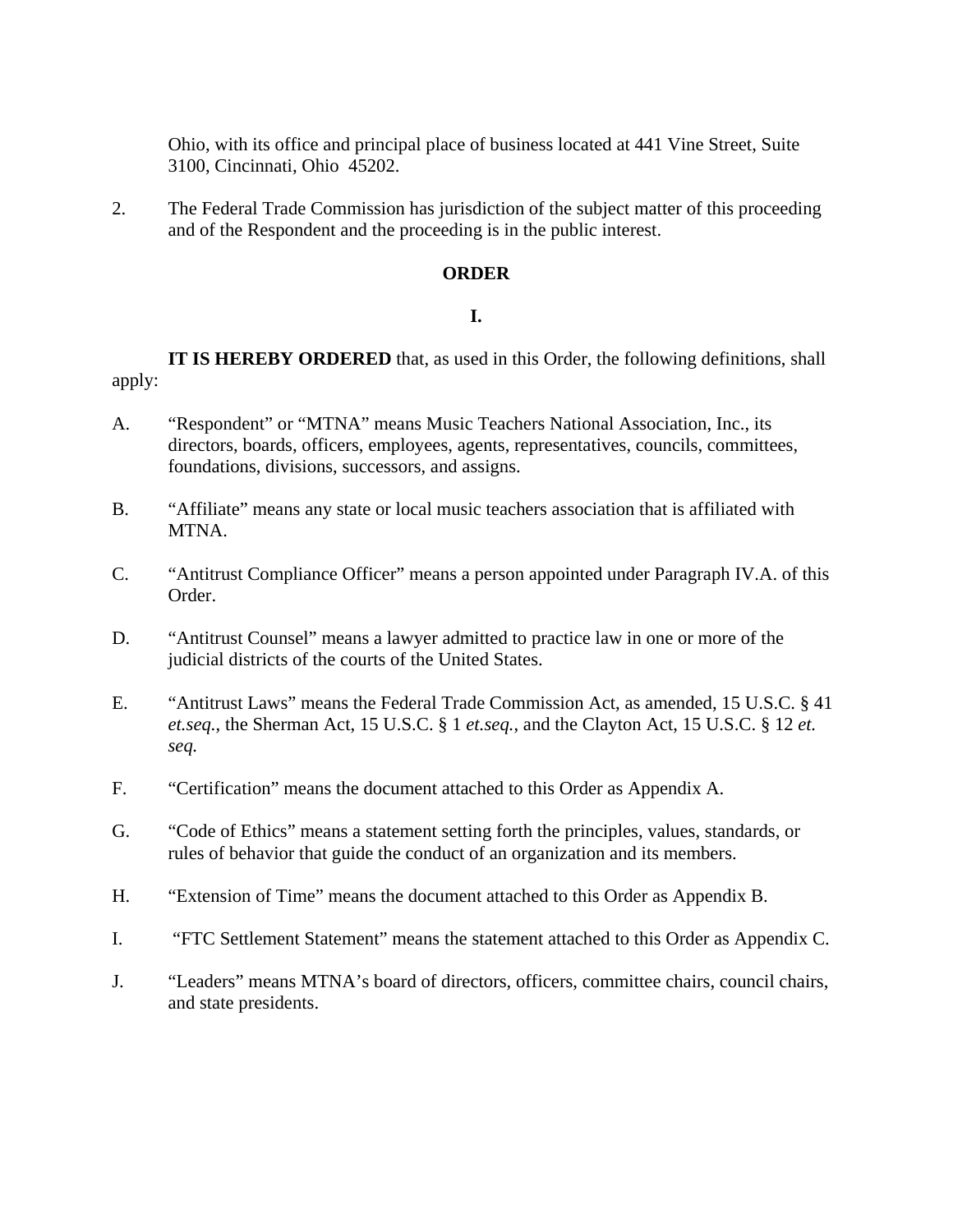Ohio, with its office and principal place of business located at 441 Vine Street, Suite 3100, Cincinnati, Ohio 45202.

2. The Federal Trade Commission has jurisdiction of the subject matter of this proceeding and of the Respondent and the proceeding is in the public interest.

**ORDER**

**I.**

**IT IS HEREBY ORDERED** that, as used in this Order, the following definitions, shall apply:

A. "Respondent" or "MTNA" means Music Teachers National Association, Inc., its directors, boards, officers, employees, agents, representatives, councils, committees, foundations, divisions, successors, and assigns.

B. "Affiliate" means any state or local music teachers association that is affiliated with MTNA.

C. "Antitrust Compliance Officer" means a person appointed under Paragraph IV.A. of this Order.

D. "Antitrust Counsel" means a lawyer admitted to practice law in one or more of the judicial districts of the courts of the United States.

E. "Antitrust Laws" means the Federal Trade Commission Act, as amended, 15 U.S.C. § 41 *et.seq.*, the Sherman Act, 15 U.S.C. § 1 *et.seq.*, and the Clayton Act, 15 U.S.C. § 12 *et. seq.*

F. "Certification" means the document attached to this Order as Appendix A.

G. "Code of Ethics" means a statement setting forth the principles, values, standards, or rules of behavior that guide the conduct of an organization and its members.

H. "Extension of Time" means the document attached to this Order as Appendix B.

I. "FTC Settlement Statement" means the statement attached to this Order as Appendix C.

J. "Leaders" means MTNA's board of directors, officers, committee chairs, council chairs, and state presidents.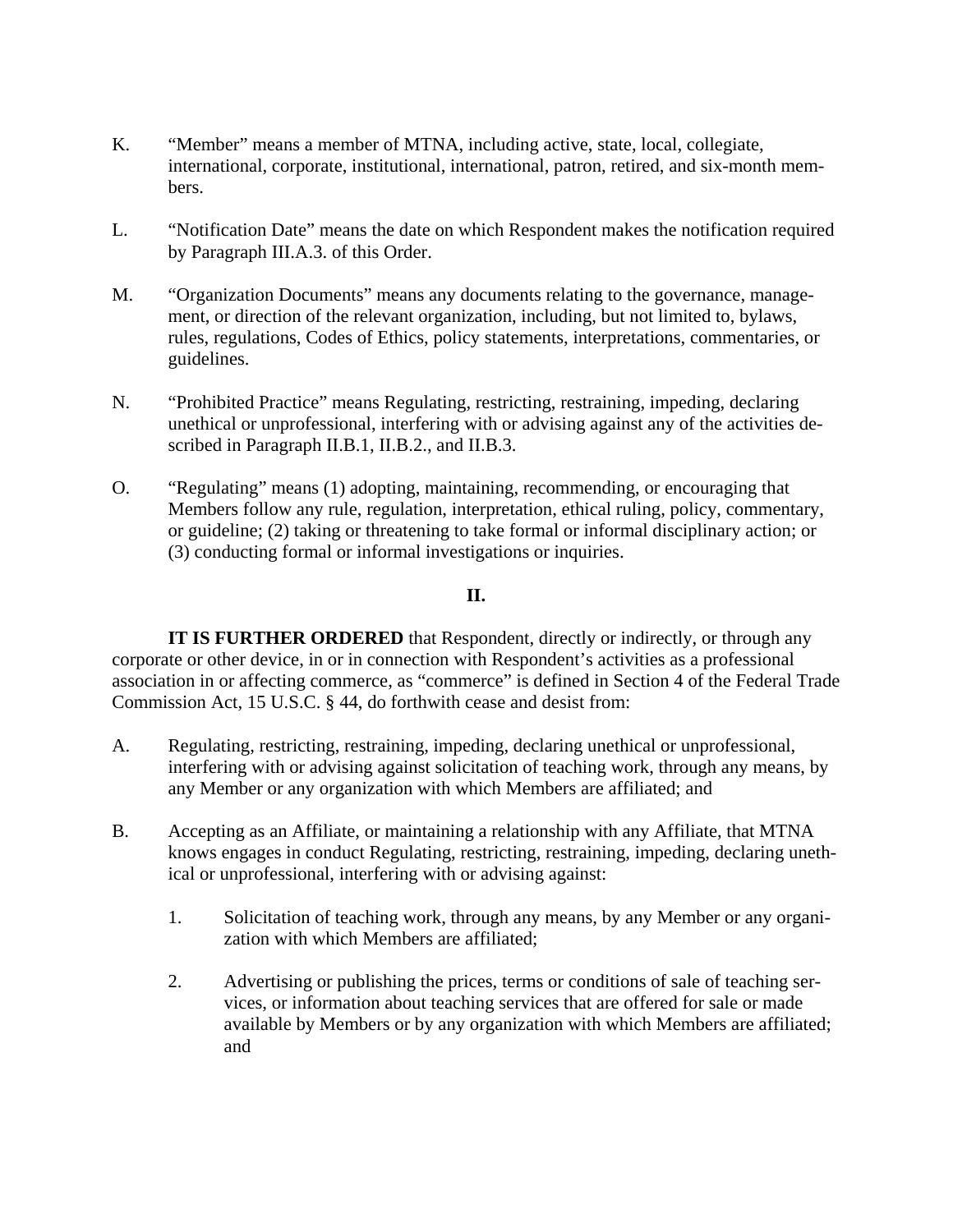K. "Member" means a member of MTNA, including active, state, local, collegiate, international, corporate, institutional, international, patron, retired, and six-month members.

L. "Notification Date" means the date on which Respondent makes the notification required by Paragraph III.A.3. of this Order.

M. "Organization Documents" means any documents relating to the governance, management, or direction of the relevant organization, including, but not limited to, bylaws, rules, regulations, Codes of Ethics, policy statements, interpretations, commentaries, or guidelines.

N. "Prohibited Practice" means Regulating, restricting, restraining, impeding, declaring unethical or unprofessional, interfering with or advising against any of the activities described in Paragraph II.B.1, II.B.2., and II.B.3.

O. "Regulating" means (1) adopting, maintaining, recommending, or encouraging that Members follow any rule, regulation, interpretation, ethical ruling, policy, commentary, or guideline; (2) taking or threatening to take formal or informal disciplinary action; or (3) conducting formal or informal investigations or inquiries.

**II.**

**IT IS FURTHER ORDERED** that Respondent, directly or indirectly, or through any corporate or other device, in or in connection with Respondent's activities as a professional association in or affecting commerce, as "commerce" is defined in Section 4 of the Federal Trade Commission Act, 15 U.S.C. § 44, do forthwith cease and desist from:

A. Regulating, restricting, restraining, impeding, declaring unethical or unprofessional, interfering with or advising against solicitation of teaching work, through any means, by any Member or any organization with which Members are affiliated; and

B. Accepting as an Affiliate, or maintaining a relationship with any Affiliate, that MTNA knows engages in conduct Regulating, restricting, restraining, impeding, declaring unethical or unprofessional, interfering with or advising against:

   1. Solicitation of teaching work, through any means, by any Member or any organization with which Members are affiliated;

   2. Advertising or publishing the prices, terms or conditions of sale of teaching services, or information about teaching services that are offered for sale or made available by Members or by any organization with which Members are affiliated; and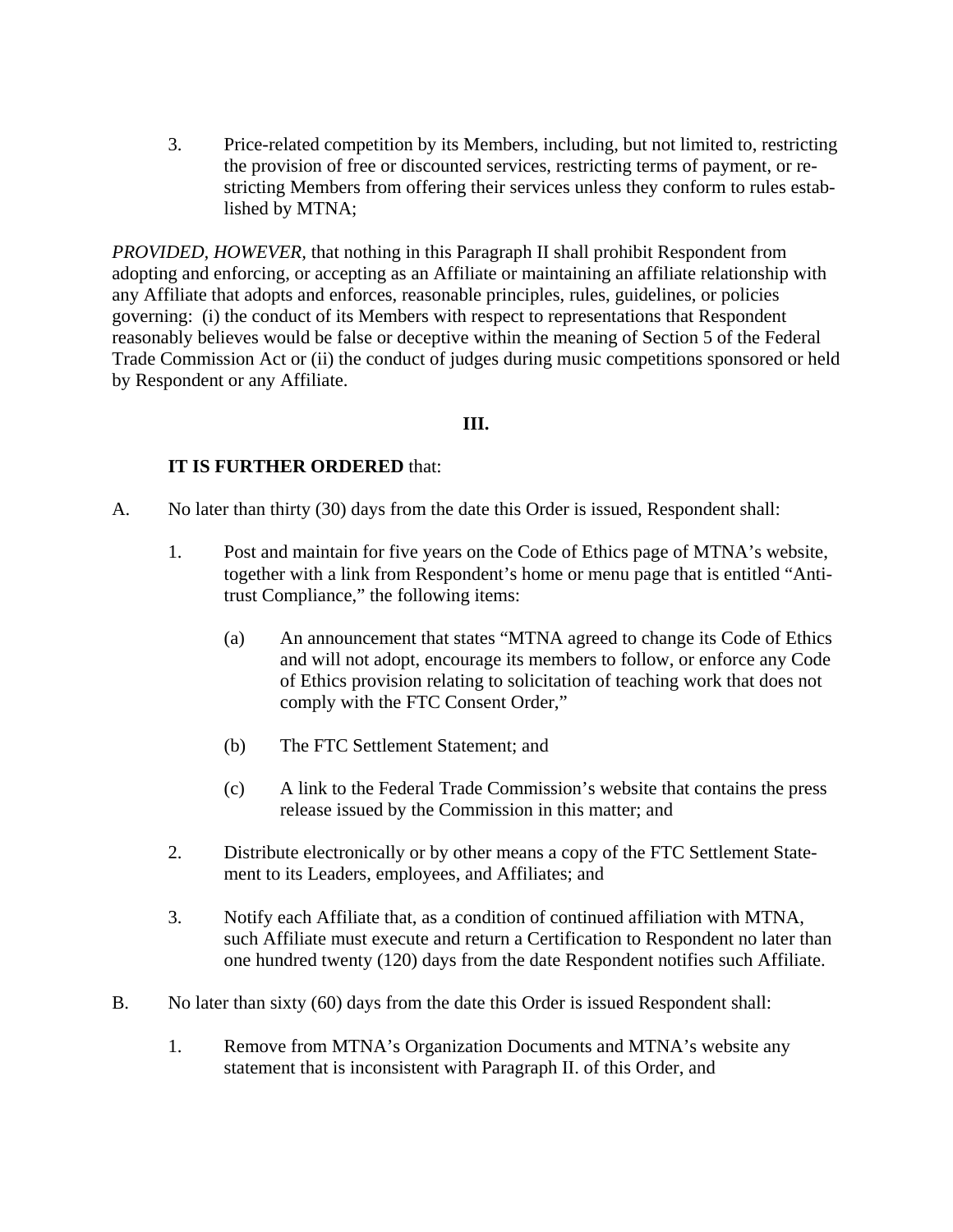3. Price-related competition by its Members, including, but not limited to, restricting the provision of free or discounted services, restricting terms of payment, or restricting Members from offering their services unless they conform to rules established by MTNA;

*PROVIDED, HOWEVER,* that nothing in this Paragraph II shall prohibit Respondent from adopting and enforcing, or accepting as an Affiliate or maintaining an affiliate relationship with any Affiliate that adopts and enforces, reasonable principles, rules, guidelines, or policies governing: (i) the conduct of its Members with respect to representations that Respondent reasonably believes would be false or deceptive within the meaning of Section 5 of the Federal Trade Commission Act or (ii) the conduct of judges during music competitions sponsored or held by Respondent or any Affiliate.

**III.**

**IT IS FURTHER ORDERED** that:

A. No later than thirty (30) days from the date this Order is issued, Respondent shall:

1. Post and maintain for five years on the Code of Ethics page of MTNA's website, together with a link from Respondent's home or menu page that is entitled "Antitrust Compliance," the following items:

   (a) An announcement that states "MTNA agreed to change its Code of Ethics and will not adopt, encourage its members to follow, or enforce any Code of Ethics provision relating to solicitation of teaching work that does not comply with the FTC Consent Order,"

   (b) The FTC Settlement Statement; and

   (c) A link to the Federal Trade Commission's website that contains the press release issued by the Commission in this matter; and

2. Distribute electronically or by other means a copy of the FTC Settlement Statement to its Leaders, employees, and Affiliates; and

3. Notify each Affiliate that, as a condition of continued affiliation with MTNA, such Affiliate must execute and return a Certification to Respondent no later than one hundred twenty (120) days from the date Respondent notifies such Affiliate.

B. No later than sixty (60) days from the date this Order is issued Respondent shall:

1. Remove from MTNA's Organization Documents and MTNA's website any statement that is inconsistent with Paragraph II. of this Order, and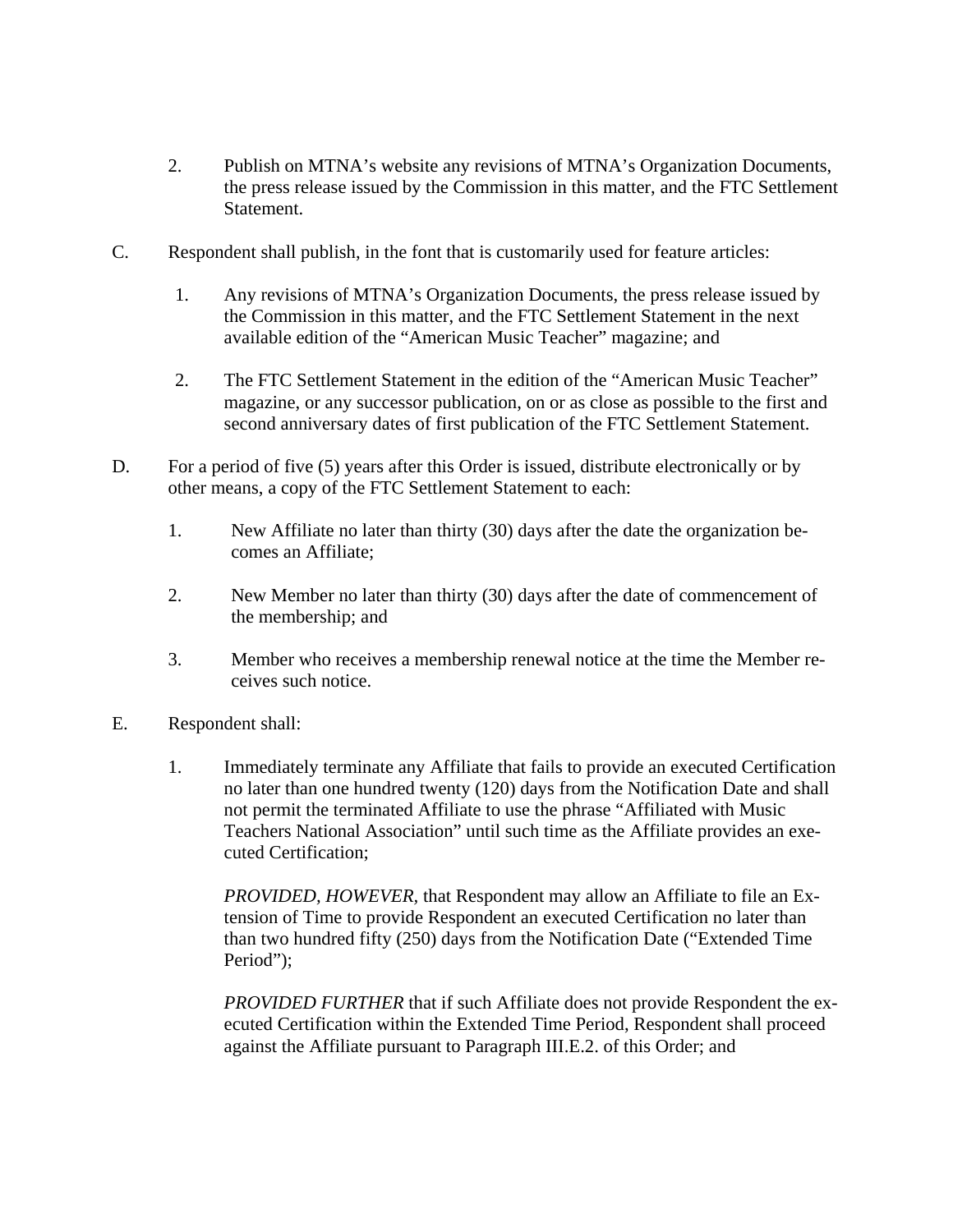2. Publish on MTNA's website any revisions of MTNA's Organization Documents, the press release issued by the Commission in this matter, and the FTC Settlement Statement.

C. Respondent shall publish, in the font that is customarily used for feature articles:

1. Any revisions of MTNA's Organization Documents, the press release issued by the Commission in this matter, and the FTC Settlement Statement in the next available edition of the "American Music Teacher" magazine; and

2. The FTC Settlement Statement in the edition of the "American Music Teacher" magazine, or any successor publication, on or as close as possible to the first and second anniversary dates of first publication of the FTC Settlement Statement.

D. For a period of five (5) years after this Order is issued, distribute electronically or by other means, a copy of the FTC Settlement Statement to each:

1. New Affiliate no later than thirty (30) days after the date the organization becomes an Affiliate;

2. New Member no later than thirty (30) days after the date of commencement of the membership; and

3. Member who receives a membership renewal notice at the time the Member receives such notice.

E. Respondent shall:

1. Immediately terminate any Affiliate that fails to provide an executed Certification no later than one hundred twenty (120) days from the Notification Date and shall not permit the terminated Affiliate to use the phrase "Affiliated with Music Teachers National Association" until such time as the Affiliate provides an executed Certification;

   *PROVIDED, HOWEVER*, that Respondent may allow an Affiliate to file an Extension of Time to provide Respondent an executed Certification no later than than two hundred fifty (250) days from the Notification Date ("Extended Time Period");

   *PROVIDED FURTHER* that if such Affiliate does not provide Respondent the executed Certification within the Extended Time Period, Respondent shall proceed against the Affiliate pursuant to Paragraph III.E.2. of this Order; and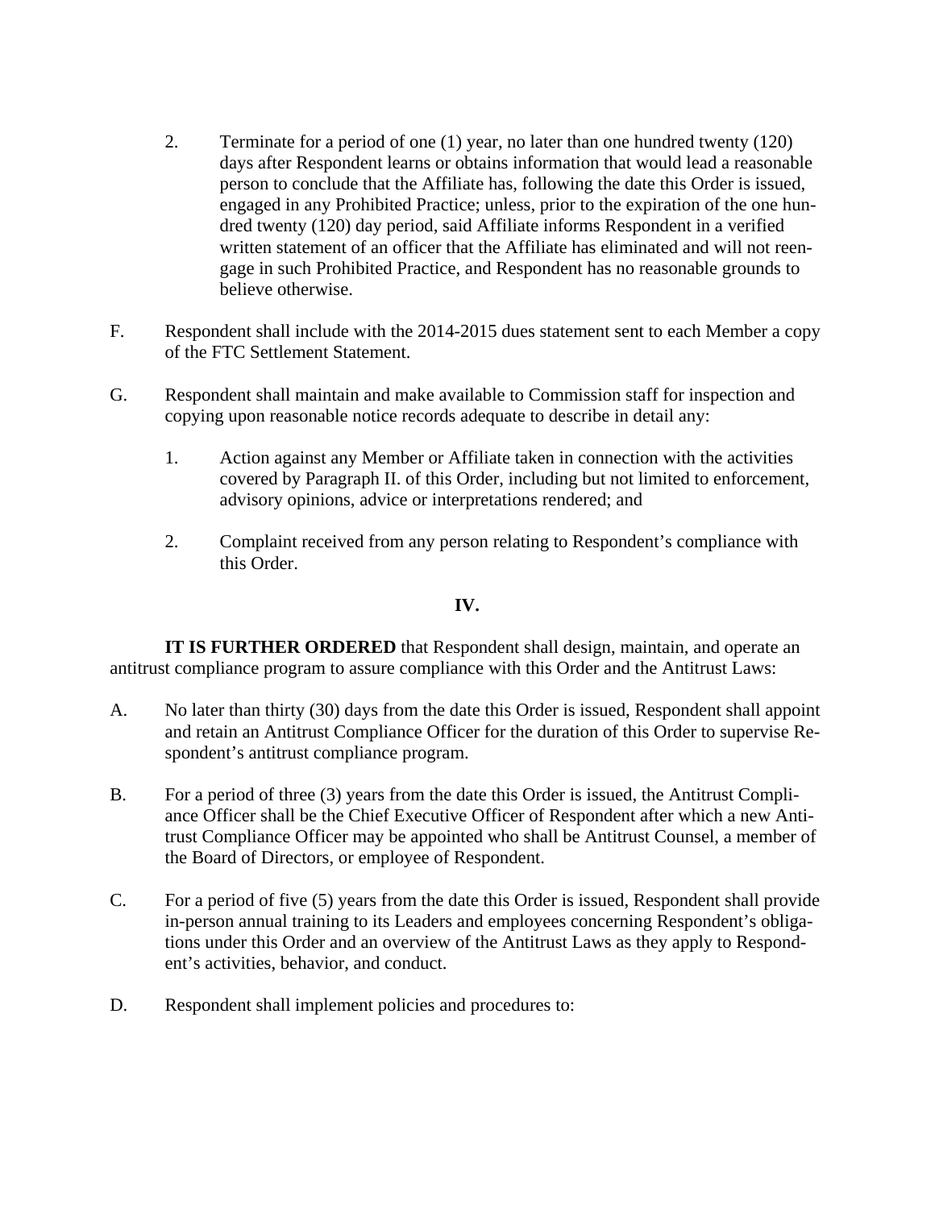2. Terminate for a period of one (1) year, no later than one hundred twenty (120) days after Respondent learns or obtains information that would lead a reasonable person to conclude that the Affiliate has, following the date this Order is issued, engaged in any Prohibited Practice; unless, prior to the expiration of the one hundred twenty (120) day period, said Affiliate informs Respondent in a verified written statement of an officer that the Affiliate has eliminated and will not reengage in such Prohibited Practice, and Respondent has no reasonable grounds to believe otherwise.

F. Respondent shall include with the 2014-2015 dues statement sent to each Member a copy of the FTC Settlement Statement.

G. Respondent shall maintain and make available to Commission staff for inspection and copying upon reasonable notice records adequate to describe in detail any:

1. Action against any Member or Affiliate taken in connection with the activities covered by Paragraph II. of this Order, including but not limited to enforcement, advisory opinions, advice or interpretations rendered; and

2. Complaint received from any person relating to Respondent's compliance with this Order.

**IV.**

**IT IS FURTHER ORDERED** that Respondent shall design, maintain, and operate an antitrust compliance program to assure compliance with this Order and the Antitrust Laws:

A. No later than thirty (30) days from the date this Order is issued, Respondent shall appoint and retain an Antitrust Compliance Officer for the duration of this Order to supervise Respondent's antitrust compliance program.

B. For a period of three (3) years from the date this Order is issued, the Antitrust Compliance Officer shall be the Chief Executive Officer of Respondent after which a new Antitrust Compliance Officer may be appointed who shall be Antitrust Counsel, a member of the Board of Directors, or employee of Respondent.

C. For a period of five (5) years from the date this Order is issued, Respondent shall provide in-person annual training to its Leaders and employees concerning Respondent's obligations under this Order and an overview of the Antitrust Laws as they apply to Respondent's activities, behavior, and conduct.

D. Respondent shall implement policies and procedures to: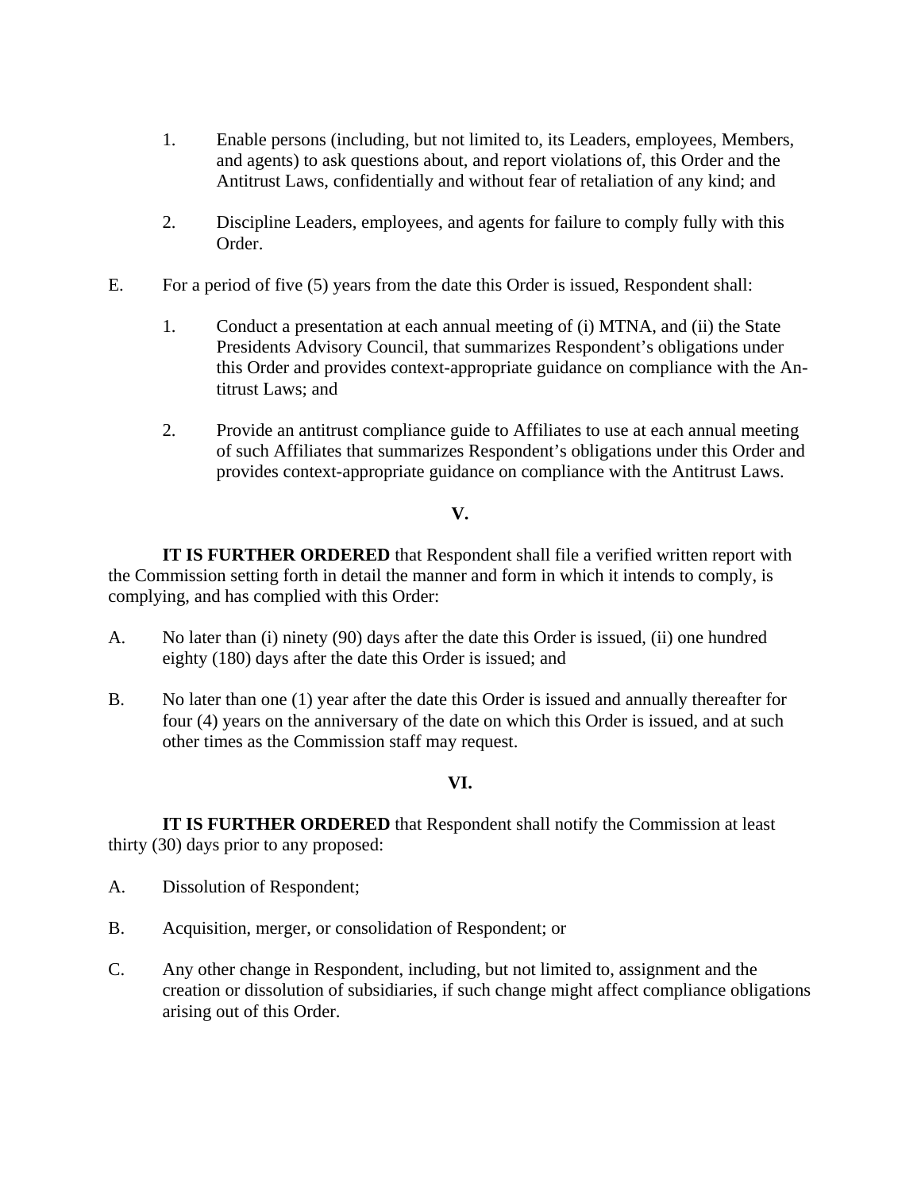1. Enable persons (including, but not limited to, its Leaders, employees, Members, and agents) to ask questions about, and report violations of, this Order and the Antitrust Laws, confidentially and without fear of retaliation of any kind; and

2. Discipline Leaders, employees, and agents for failure to comply fully with this Order.

E. For a period of five (5) years from the date this Order is issued, Respondent shall:

   1. Conduct a presentation at each annual meeting of (i) MTNA, and (ii) the State Presidents Advisory Council, that summarizes Respondent's obligations under this Order and provides context-appropriate guidance on compliance with the Antitrust Laws; and

   2. Provide an antitrust compliance guide to Affiliates to use at each annual meeting of such Affiliates that summarizes Respondent's obligations under this Order and provides context-appropriate guidance on compliance with the Antitrust Laws.

**V.**

**IT IS FURTHER ORDERED** that Respondent shall file a verified written report with the Commission setting forth in detail the manner and form in which it intends to comply, is complying, and has complied with this Order:

A. No later than (i) ninety (90) days after the date this Order is issued, (ii) one hundred eighty (180) days after the date this Order is issued; and

B. No later than one (1) year after the date this Order is issued and annually thereafter for four (4) years on the anniversary of the date on which this Order is issued, and at such other times as the Commission staff may request.

**VI.**

**IT IS FURTHER ORDERED** that Respondent shall notify the Commission at least thirty (30) days prior to any proposed:

A. Dissolution of Respondent;

B. Acquisition, merger, or consolidation of Respondent; or

C. Any other change in Respondent, including, but not limited to, assignment and the creation or dissolution of subsidiaries, if such change might affect compliance obligations arising out of this Order.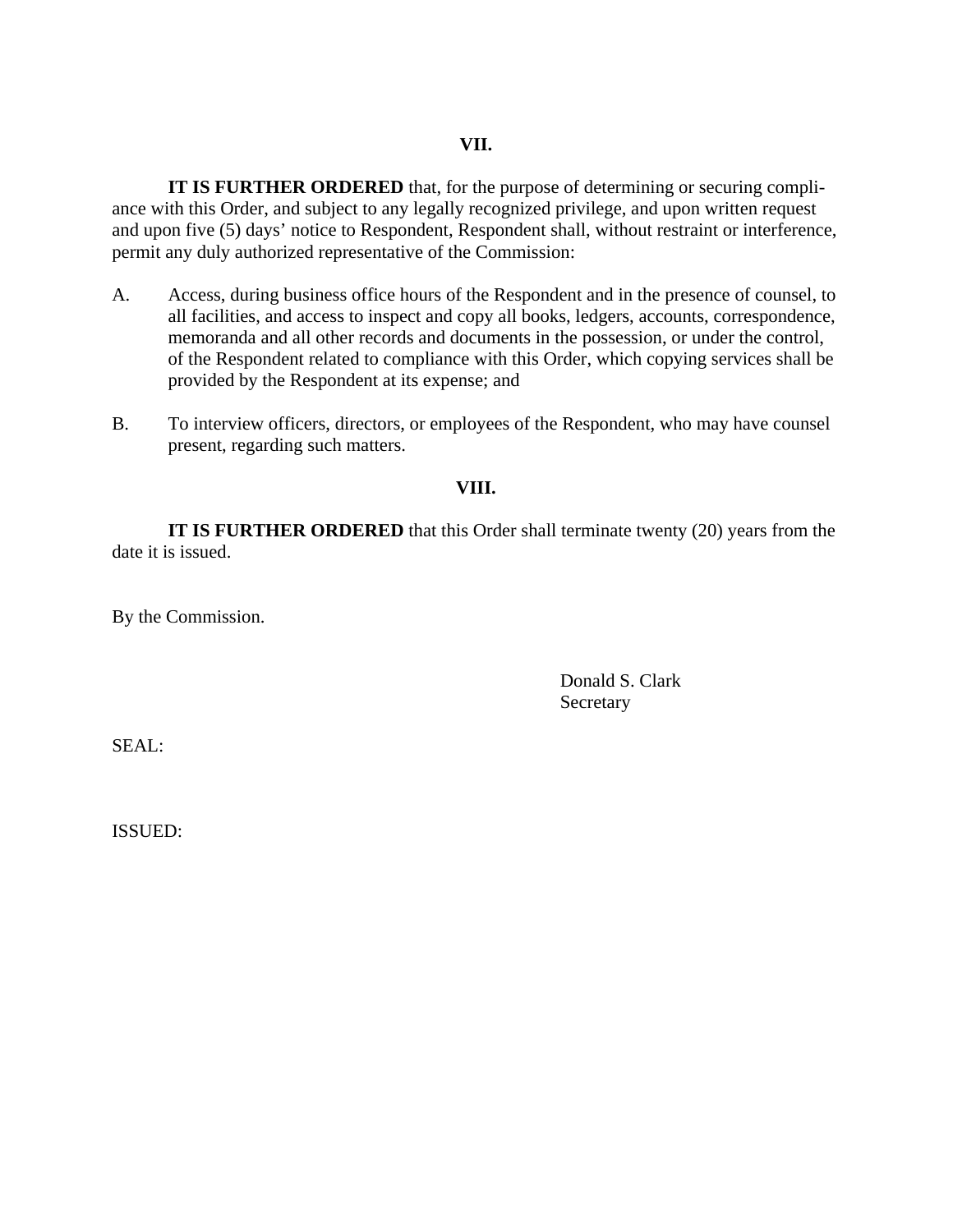## VII.

**IT IS FURTHER ORDERED** that, for the purpose of determining or securing compliance with this Order, and subject to any legally recognized privilege, and upon written request and upon five (5) days' notice to Respondent, Respondent shall, without restraint or interference, permit any duly authorized representative of the Commission:

A. Access, during business office hours of the Respondent and in the presence of counsel, to all facilities, and access to inspect and copy all books, ledgers, accounts, correspondence, memoranda and all other records and documents in the possession, or under the control, of the Respondent related to compliance with this Order, which copying services shall be provided by the Respondent at its expense; and

B. To interview officers, directors, or employees of the Respondent, who may have counsel present, regarding such matters.

## VIII.

**IT IS FURTHER ORDERED** that this Order shall terminate twenty (20) years from the date it is issued.

By the Commission.

Donald S. Clark
Secretary

SEAL:

ISSUED: